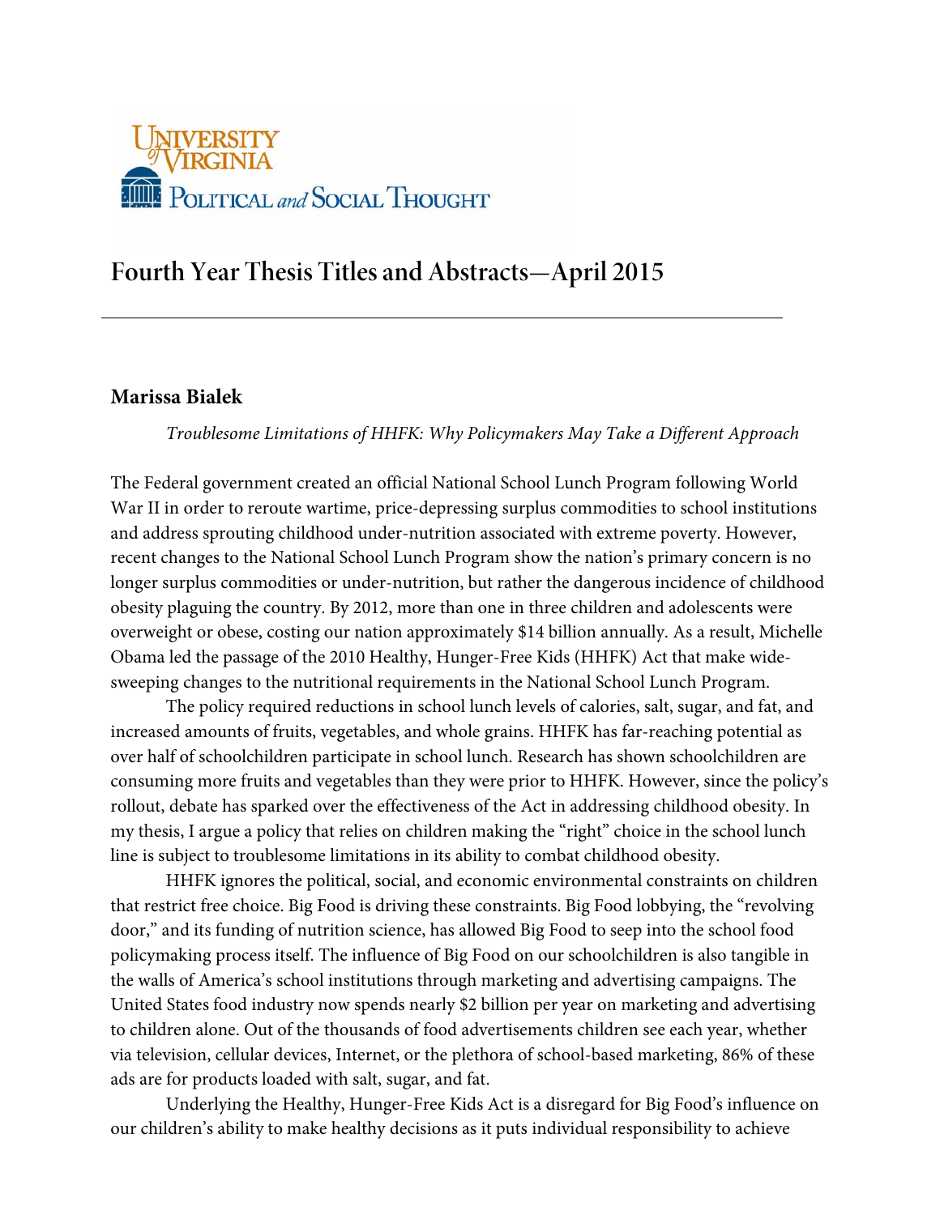University of Virginia
Political and Social Thought

# Fourth Year Thesis Titles and Abstracts—April 2015

---

## Marissa Bialek

*Troublesome Limitations of HHFK: Why Policymakers May Take a Different Approach*

The Federal government created an official National School Lunch Program following World War II in order to reroute wartime, price-depressing surplus commodities to school institutions and address sprouting childhood under-nutrition associated with extreme poverty. However, recent changes to the National School Lunch Program show the nation's primary concern is no longer surplus commodities or under-nutrition, but rather the dangerous incidence of childhood obesity plaguing the country. By 2012, more than one in three children and adolescents were overweight or obese, costing our nation approximately $14 billion annually. As a result, Michelle Obama led the passage of the 2010 Healthy, Hunger-Free Kids (HHFK) Act that make wide-sweeping changes to the nutritional requirements in the National School Lunch Program.

The policy required reductions in school lunch levels of calories, salt, sugar, and fat, and increased amounts of fruits, vegetables, and whole grains. HHFK has far-reaching potential as over half of schoolchildren participate in school lunch. Research has shown schoolchildren are consuming more fruits and vegetables than they were prior to HHFK. However, since the policy's rollout, debate has sparked over the effectiveness of the Act in addressing childhood obesity. In my thesis, I argue a policy that relies on children making the "right" choice in the school lunch line is subject to troublesome limitations in its ability to combat childhood obesity.

HHFK ignores the political, social, and economic environmental constraints on children that restrict free choice. Big Food is driving these constraints. Big Food lobbying, the "revolving door," and its funding of nutrition science, has allowed Big Food to seep into the school food policymaking process itself. The influence of Big Food on our schoolchildren is also tangible in the walls of America's school institutions through marketing and advertising campaigns. The United States food industry now spends nearly $2 billion per year on marketing and advertising to children alone. Out of the thousands of food advertisements children see each year, whether via television, cellular devices, Internet, or the plethora of school-based marketing, 86% of these ads are for products loaded with salt, sugar, and fat.

Underlying the Healthy, Hunger-Free Kids Act is a disregard for Big Food's influence on our children's ability to make healthy decisions as it puts individual responsibility to achieve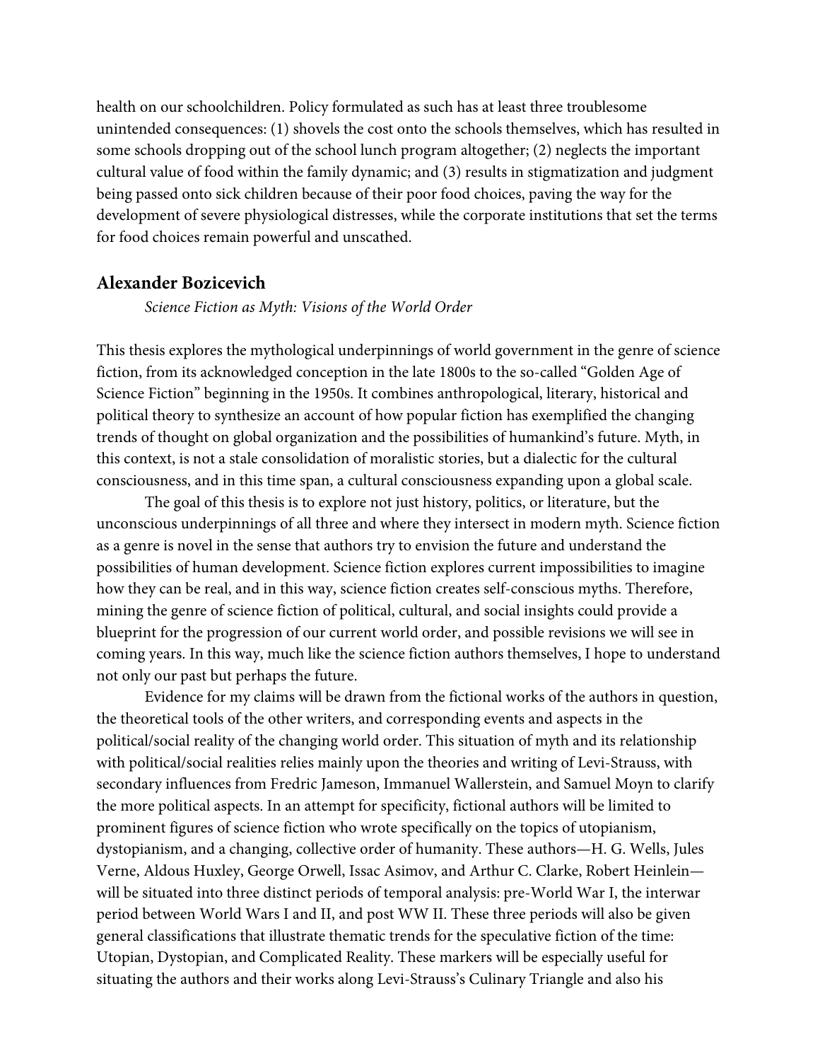health on our schoolchildren. Policy formulated as such has at least three troublesome unintended consequences: (1) shovels the cost onto the schools themselves, which has resulted in some schools dropping out of the school lunch program altogether; (2) neglects the important cultural value of food within the family dynamic; and (3) results in stigmatization and judgment being passed onto sick children because of their poor food choices, paving the way for the development of severe physiological distresses, while the corporate institutions that set the terms for food choices remain powerful and unscathed.

## Alexander Bozicevich

*Science Fiction as Myth: Visions of the World Order*

This thesis explores the mythological underpinnings of world government in the genre of science fiction, from its acknowledged conception in the late 1800s to the so-called "Golden Age of Science Fiction" beginning in the 1950s. It combines anthropological, literary, historical and political theory to synthesize an account of how popular fiction has exemplified the changing trends of thought on global organization and the possibilities of humankind's future. Myth, in this context, is not a stale consolidation of moralistic stories, but a dialectic for the cultural consciousness, and in this time span, a cultural consciousness expanding upon a global scale.

The goal of this thesis is to explore not just history, politics, or literature, but the unconscious underpinnings of all three and where they intersect in modern myth. Science fiction as a genre is novel in the sense that authors try to envision the future and understand the possibilities of human development. Science fiction explores current impossibilities to imagine how they can be real, and in this way, science fiction creates self-conscious myths. Therefore, mining the genre of science fiction of political, cultural, and social insights could provide a blueprint for the progression of our current world order, and possible revisions we will see in coming years. In this way, much like the science fiction authors themselves, I hope to understand not only our past but perhaps the future.

Evidence for my claims will be drawn from the fictional works of the authors in question, the theoretical tools of the other writers, and corresponding events and aspects in the political/social reality of the changing world order. This situation of myth and its relationship with political/social realities relies mainly upon the theories and writing of Levi-Strauss, with secondary influences from Fredric Jameson, Immanuel Wallerstein, and Samuel Moyn to clarify the more political aspects. In an attempt for specificity, fictional authors will be limited to prominent figures of science fiction who wrote specifically on the topics of utopianism, dystopianism, and a changing, collective order of humanity. These authors—H. G. Wells, Jules Verne, Aldous Huxley, George Orwell, Issac Asimov, and Arthur C. Clarke, Robert Heinlein—will be situated into three distinct periods of temporal analysis: pre-World War I, the interwar period between World Wars I and II, and post WW II. These three periods will also be given general classifications that illustrate thematic trends for the speculative fiction of the time: Utopian, Dystopian, and Complicated Reality. These markers will be especially useful for situating the authors and their works along Levi-Strauss's Culinary Triangle and also his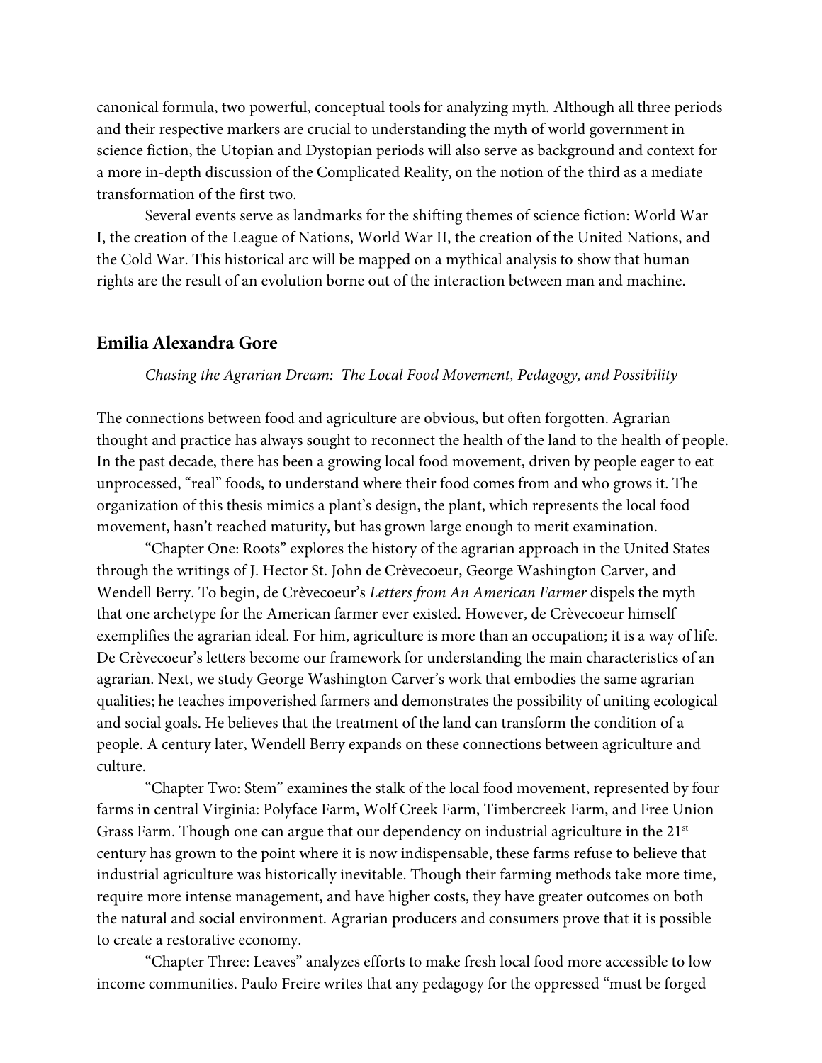canonical formula, two powerful, conceptual tools for analyzing myth. Although all three periods and their respective markers are crucial to understanding the myth of world government in science fiction, the Utopian and Dystopian periods will also serve as background and context for a more in-depth discussion of the Complicated Reality, on the notion of the third as a mediate transformation of the first two.

Several events serve as landmarks for the shifting themes of science fiction: World War I, the creation of the League of Nations, World War II, the creation of the United Nations, and the Cold War. This historical arc will be mapped on a mythical analysis to show that human rights are the result of an evolution borne out of the interaction between man and machine.

### Emilia Alexandra Gore

*Chasing the Agrarian Dream: The Local Food Movement, Pedagogy, and Possibility*

The connections between food and agriculture are obvious, but often forgotten. Agrarian thought and practice has always sought to reconnect the health of the land to the health of people. In the past decade, there has been a growing local food movement, driven by people eager to eat unprocessed, "real" foods, to understand where their food comes from and who grows it. The organization of this thesis mimics a plant's design, the plant, which represents the local food movement, hasn't reached maturity, but has grown large enough to merit examination.

"Chapter One: Roots" explores the history of the agrarian approach in the United States through the writings of J. Hector St. John de Crèvecoeur, George Washington Carver, and Wendell Berry. To begin, de Crèvecoeur's *Letters from An American Farmer* dispels the myth that one archetype for the American farmer ever existed. However, de Crèvecoeur himself exemplifies the agrarian ideal. For him, agriculture is more than an occupation; it is a way of life. De Crèvecoeur's letters become our framework for understanding the main characteristics of an agrarian. Next, we study George Washington Carver's work that embodies the same agrarian qualities; he teaches impoverished farmers and demonstrates the possibility of uniting ecological and social goals. He believes that the treatment of the land can transform the condition of a people. A century later, Wendell Berry expands on these connections between agriculture and culture.

"Chapter Two: Stem" examines the stalk of the local food movement, represented by four farms in central Virginia: Polyface Farm, Wolf Creek Farm, Timbercreek Farm, and Free Union Grass Farm. Though one can argue that our dependency on industrial agriculture in the 21st century has grown to the point where it is now indispensable, these farms refuse to believe that industrial agriculture was historically inevitable. Though their farming methods take more time, require more intense management, and have higher costs, they have greater outcomes on both the natural and social environment. Agrarian producers and consumers prove that it is possible to create a restorative economy.

"Chapter Three: Leaves" analyzes efforts to make fresh local food more accessible to low income communities. Paulo Freire writes that any pedagogy for the oppressed "must be forged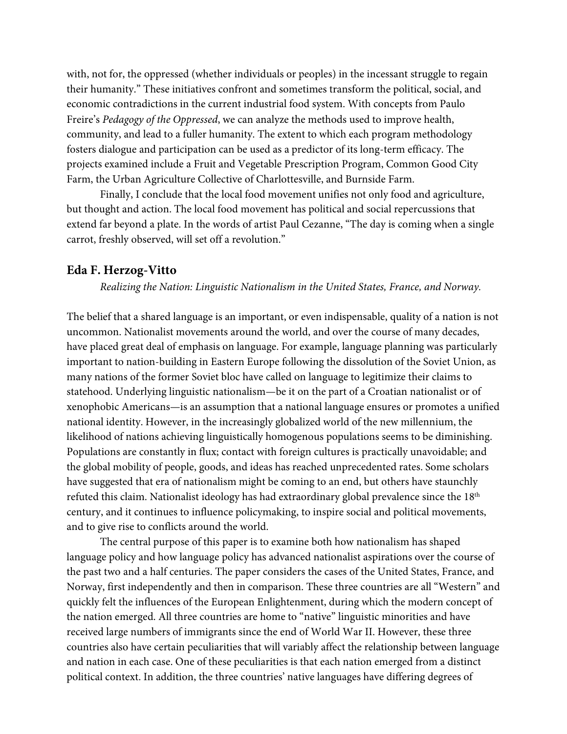with, not for, the oppressed (whether individuals or peoples) in the incessant struggle to regain their humanity." These initiatives confront and sometimes transform the political, social, and economic contradictions in the current industrial food system. With concepts from Paulo Freire's *Pedagogy of the Oppressed*, we can analyze the methods used to improve health, community, and lead to a fuller humanity. The extent to which each program methodology fosters dialogue and participation can be used as a predictor of its long-term efficacy. The projects examined include a Fruit and Vegetable Prescription Program, Common Good City Farm, the Urban Agriculture Collective of Charlottesville, and Burnside Farm.

Finally, I conclude that the local food movement unifies not only food and agriculture, but thought and action. The local food movement has political and social repercussions that extend far beyond a plate. In the words of artist Paul Cezanne, "The day is coming when a single carrot, freshly observed, will set off a revolution."

## Eda F. Herzog-Vitto

*Realizing the Nation: Linguistic Nationalism in the United States, France, and Norway.*

The belief that a shared language is an important, or even indispensable, quality of a nation is not uncommon. Nationalist movements around the world, and over the course of many decades, have placed great deal of emphasis on language. For example, language planning was particularly important to nation-building in Eastern Europe following the dissolution of the Soviet Union, as many nations of the former Soviet bloc have called on language to legitimize their claims to statehood. Underlying linguistic nationalism—be it on the part of a Croatian nationalist or of xenophobic Americans—is an assumption that a national language ensures or promotes a unified national identity. However, in the increasingly globalized world of the new millennium, the likelihood of nations achieving linguistically homogenous populations seems to be diminishing. Populations are constantly in flux; contact with foreign cultures is practically unavoidable; and the global mobility of people, goods, and ideas has reached unprecedented rates. Some scholars have suggested that era of nationalism might be coming to an end, but others have staunchly refuted this claim. Nationalist ideology has had extraordinary global prevalence since the 18th century, and it continues to influence policymaking, to inspire social and political movements, and to give rise to conflicts around the world.

The central purpose of this paper is to examine both how nationalism has shaped language policy and how language policy has advanced nationalist aspirations over the course of the past two and a half centuries. The paper considers the cases of the United States, France, and Norway, first independently and then in comparison. These three countries are all "Western" and quickly felt the influences of the European Enlightenment, during which the modern concept of the nation emerged. All three countries are home to "native" linguistic minorities and have received large numbers of immigrants since the end of World War II. However, these three countries also have certain peculiarities that will variably affect the relationship between language and nation in each case. One of these peculiarities is that each nation emerged from a distinct political context. In addition, the three countries' native languages have differing degrees of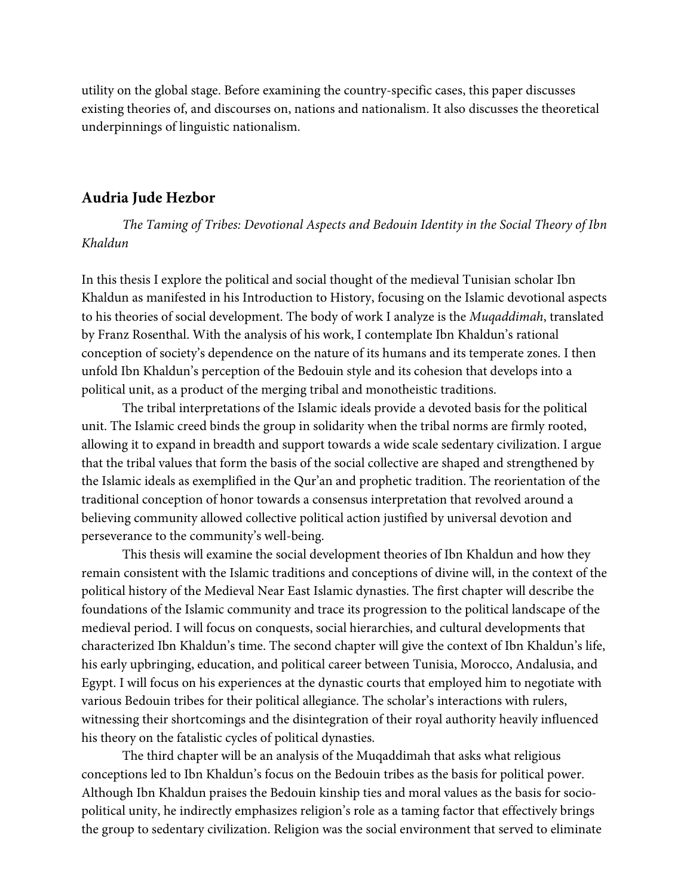utility on the global stage. Before examining the country-specific cases, this paper discusses existing theories of, and discourses on, nations and nationalism. It also discusses the theoretical underpinnings of linguistic nationalism.

### Audria Jude Hezbor

*The Taming of Tribes: Devotional Aspects and Bedouin Identity in the Social Theory of Ibn Khaldun*

In this thesis I explore the political and social thought of the medieval Tunisian scholar Ibn Khaldun as manifested in his Introduction to History, focusing on the Islamic devotional aspects to his theories of social development. The body of work I analyze is the *Muqaddimah*, translated by Franz Rosenthal. With the analysis of his work, I contemplate Ibn Khaldun's rational conception of society's dependence on the nature of its humans and its temperate zones. I then unfold Ibn Khaldun's perception of the Bedouin style and its cohesion that develops into a political unit, as a product of the merging tribal and monotheistic traditions.

The tribal interpretations of the Islamic ideals provide a devoted basis for the political unit. The Islamic creed binds the group in solidarity when the tribal norms are firmly rooted, allowing it to expand in breadth and support towards a wide scale sedentary civilization. I argue that the tribal values that form the basis of the social collective are shaped and strengthened by the Islamic ideals as exemplified in the Qur'an and prophetic tradition. The reorientation of the traditional conception of honor towards a consensus interpretation that revolved around a believing community allowed collective political action justified by universal devotion and perseverance to the community's well-being.

This thesis will examine the social development theories of Ibn Khaldun and how they remain consistent with the Islamic traditions and conceptions of divine will, in the context of the political history of the Medieval Near East Islamic dynasties. The first chapter will describe the foundations of the Islamic community and trace its progression to the political landscape of the medieval period. I will focus on conquests, social hierarchies, and cultural developments that characterized Ibn Khaldun's time. The second chapter will give the context of Ibn Khaldun's life, his early upbringing, education, and political career between Tunisia, Morocco, Andalusia, and Egypt. I will focus on his experiences at the dynastic courts that employed him to negotiate with various Bedouin tribes for their political allegiance. The scholar's interactions with rulers, witnessing their shortcomings and the disintegration of their royal authority heavily influenced his theory on the fatalistic cycles of political dynasties.

The third chapter will be an analysis of the Muqaddimah that asks what religious conceptions led to Ibn Khaldun's focus on the Bedouin tribes as the basis for political power. Although Ibn Khaldun praises the Bedouin kinship ties and moral values as the basis for socio-political unity, he indirectly emphasizes religion's role as a taming factor that effectively brings the group to sedentary civilization. Religion was the social environment that served to eliminate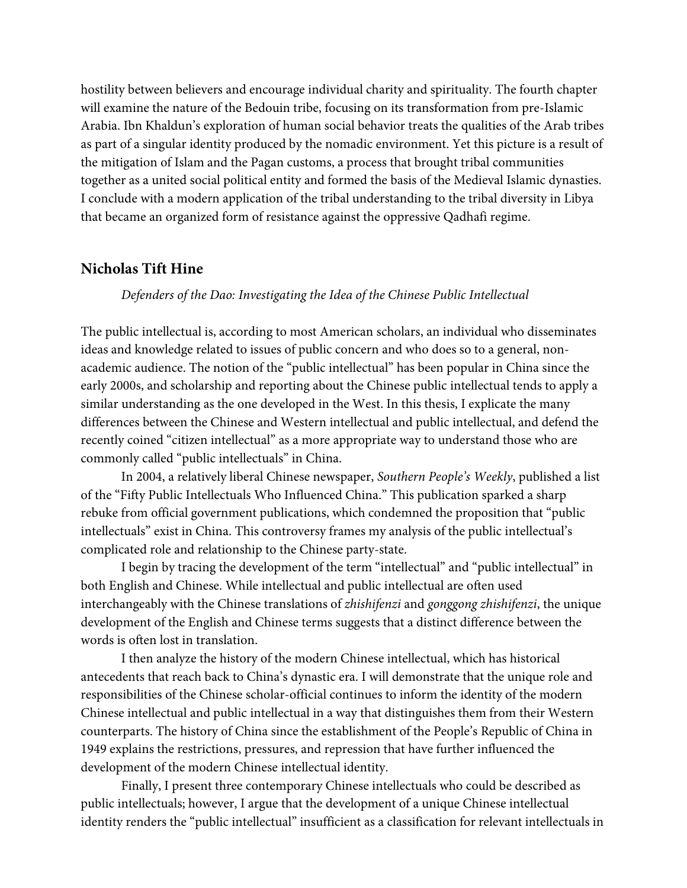hostility between believers and encourage individual charity and spirituality. The fourth chapter will examine the nature of the Bedouin tribe, focusing on its transformation from pre-Islamic Arabia. Ibn Khaldun's exploration of human social behavior treats the qualities of the Arab tribes as part of a singular identity produced by the nomadic environment. Yet this picture is a result of the mitigation of Islam and the Pagan customs, a process that brought tribal communities together as a united social political entity and formed the basis of the Medieval Islamic dynasties. I conclude with a modern application of the tribal understanding to the tribal diversity in Libya that became an organized form of resistance against the oppressive Qadhafi regime.

## Nicholas Tift Hine

*Defenders of the Dao: Investigating the Idea of the Chinese Public Intellectual*

The public intellectual is, according to most American scholars, an individual who disseminates ideas and knowledge related to issues of public concern and who does so to a general, non-academic audience. The notion of the "public intellectual" has been popular in China since the early 2000s, and scholarship and reporting about the Chinese public intellectual tends to apply a similar understanding as the one developed in the West. In this thesis, I explicate the many differences between the Chinese and Western intellectual and public intellectual, and defend the recently coined "citizen intellectual" as a more appropriate way to understand those who are commonly called "public intellectuals" in China.

In 2004, a relatively liberal Chinese newspaper, *Southern People's Weekly*, published a list of the "Fifty Public Intellectuals Who Influenced China." This publication sparked a sharp rebuke from official government publications, which condemned the proposition that "public intellectuals" exist in China. This controversy frames my analysis of the public intellectual's complicated role and relationship to the Chinese party-state.

I begin by tracing the development of the term "intellectual" and "public intellectual" in both English and Chinese. While intellectual and public intellectual are often used interchangeably with the Chinese translations of *zhishifenzi* and *gonggong zhishifenzi*, the unique development of the English and Chinese terms suggests that a distinct difference between the words is often lost in translation.

I then analyze the history of the modern Chinese intellectual, which has historical antecedents that reach back to China's dynastic era. I will demonstrate that the unique role and responsibilities of the Chinese scholar-official continues to inform the identity of the modern Chinese intellectual and public intellectual in a way that distinguishes them from their Western counterparts. The history of China since the establishment of the People's Republic of China in 1949 explains the restrictions, pressures, and repression that have further influenced the development of the modern Chinese intellectual identity.

Finally, I present three contemporary Chinese intellectuals who could be described as public intellectuals; however, I argue that the development of a unique Chinese intellectual identity renders the "public intellectual" insufficient as a classification for relevant intellectuals in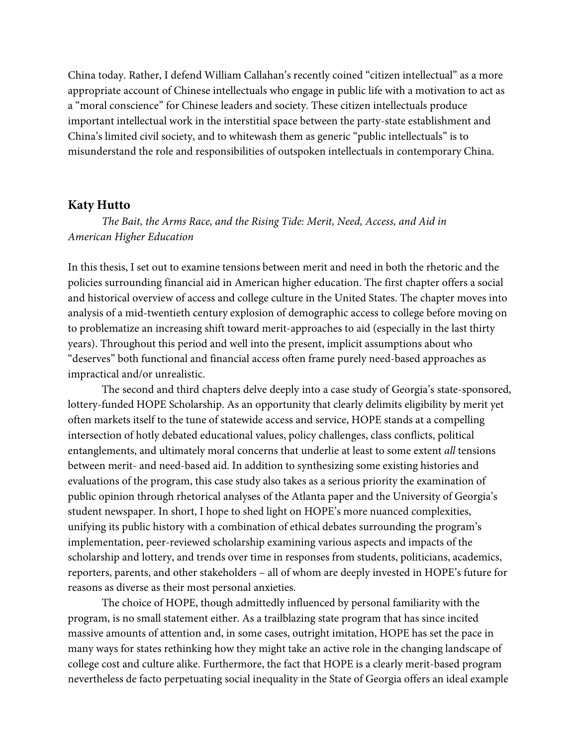China today. Rather, I defend William Callahan's recently coined "citizen intellectual" as a more appropriate account of Chinese intellectuals who engage in public life with a motivation to act as a "moral conscience" for Chinese leaders and society. These citizen intellectuals produce important intellectual work in the interstitial space between the party-state establishment and China's limited civil society, and to whitewash them as generic "public intellectuals" is to misunderstand the role and responsibilities of outspoken intellectuals in contemporary China.

### Katy Hutto

*The Bait, the Arms Race, and the Rising Tide: Merit, Need, Access, and Aid in American Higher Education*

In this thesis, I set out to examine tensions between merit and need in both the rhetoric and the policies surrounding financial aid in American higher education. The first chapter offers a social and historical overview of access and college culture in the United States. The chapter moves into analysis of a mid-twentieth century explosion of demographic access to college before moving on to problematize an increasing shift toward merit-approaches to aid (especially in the last thirty years). Throughout this period and well into the present, implicit assumptions about who "deserves" both functional and financial access often frame purely need-based approaches as impractical and/or unrealistic.

The second and third chapters delve deeply into a case study of Georgia's state-sponsored, lottery-funded HOPE Scholarship. As an opportunity that clearly delimits eligibility by merit yet often markets itself to the tune of statewide access and service, HOPE stands at a compelling intersection of hotly debated educational values, policy challenges, class conflicts, political entanglements, and ultimately moral concerns that underlie at least to some extent *all* tensions between merit- and need-based aid. In addition to synthesizing some existing histories and evaluations of the program, this case study also takes as a serious priority the examination of public opinion through rhetorical analyses of the Atlanta paper and the University of Georgia's student newspaper. In short, I hope to shed light on HOPE's more nuanced complexities, unifying its public history with a combination of ethical debates surrounding the program's implementation, peer-reviewed scholarship examining various aspects and impacts of the scholarship and lottery, and trends over time in responses from students, politicians, academics, reporters, parents, and other stakeholders – all of whom are deeply invested in HOPE's future for reasons as diverse as their most personal anxieties.

The choice of HOPE, though admittedly influenced by personal familiarity with the program, is no small statement either. As a trailblazing state program that has since incited massive amounts of attention and, in some cases, outright imitation, HOPE has set the pace in many ways for states rethinking how they might take an active role in the changing landscape of college cost and culture alike. Furthermore, the fact that HOPE is a clearly merit-based program nevertheless de facto perpetuating social inequality in the State of Georgia offers an ideal example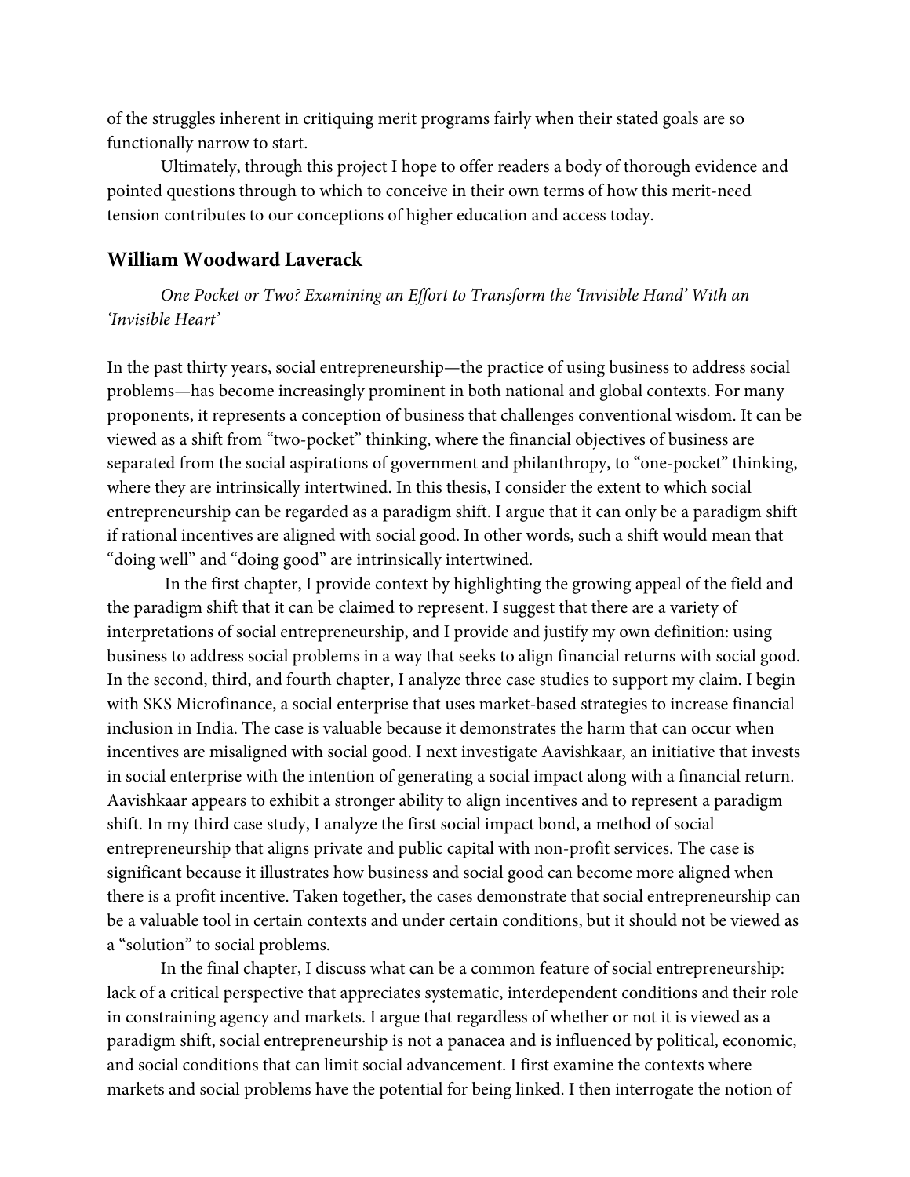of the struggles inherent in critiquing merit programs fairly when their stated goals are so functionally narrow to start.

Ultimately, through this project I hope to offer readers a body of thorough evidence and pointed questions through to which to conceive in their own terms of how this merit-need tension contributes to our conceptions of higher education and access today.

## William Woodward Laverack

*One Pocket or Two? Examining an Effort to Transform the 'Invisible Hand' With an 'Invisible Heart'*

In the past thirty years, social entrepreneurship—the practice of using business to address social problems—has become increasingly prominent in both national and global contexts. For many proponents, it represents a conception of business that challenges conventional wisdom. It can be viewed as a shift from "two-pocket" thinking, where the financial objectives of business are separated from the social aspirations of government and philanthropy, to "one-pocket" thinking, where they are intrinsically intertwined. In this thesis, I consider the extent to which social entrepreneurship can be regarded as a paradigm shift. I argue that it can only be a paradigm shift if rational incentives are aligned with social good. In other words, such a shift would mean that "doing well" and "doing good" are intrinsically intertwined.

In the first chapter, I provide context by highlighting the growing appeal of the field and the paradigm shift that it can be claimed to represent. I suggest that there are a variety of interpretations of social entrepreneurship, and I provide and justify my own definition: using business to address social problems in a way that seeks to align financial returns with social good. In the second, third, and fourth chapter, I analyze three case studies to support my claim. I begin with SKS Microfinance, a social enterprise that uses market-based strategies to increase financial inclusion in India. The case is valuable because it demonstrates the harm that can occur when incentives are misaligned with social good. I next investigate Aavishkaar, an initiative that invests in social enterprise with the intention of generating a social impact along with a financial return. Aavishkaar appears to exhibit a stronger ability to align incentives and to represent a paradigm shift. In my third case study, I analyze the first social impact bond, a method of social entrepreneurship that aligns private and public capital with non-profit services. The case is significant because it illustrates how business and social good can become more aligned when there is a profit incentive. Taken together, the cases demonstrate that social entrepreneurship can be a valuable tool in certain contexts and under certain conditions, but it should not be viewed as a "solution" to social problems.

In the final chapter, I discuss what can be a common feature of social entrepreneurship: lack of a critical perspective that appreciates systematic, interdependent conditions and their role in constraining agency and markets. I argue that regardless of whether or not it is viewed as a paradigm shift, social entrepreneurship is not a panacea and is influenced by political, economic, and social conditions that can limit social advancement. I first examine the contexts where markets and social problems have the potential for being linked. I then interrogate the notion of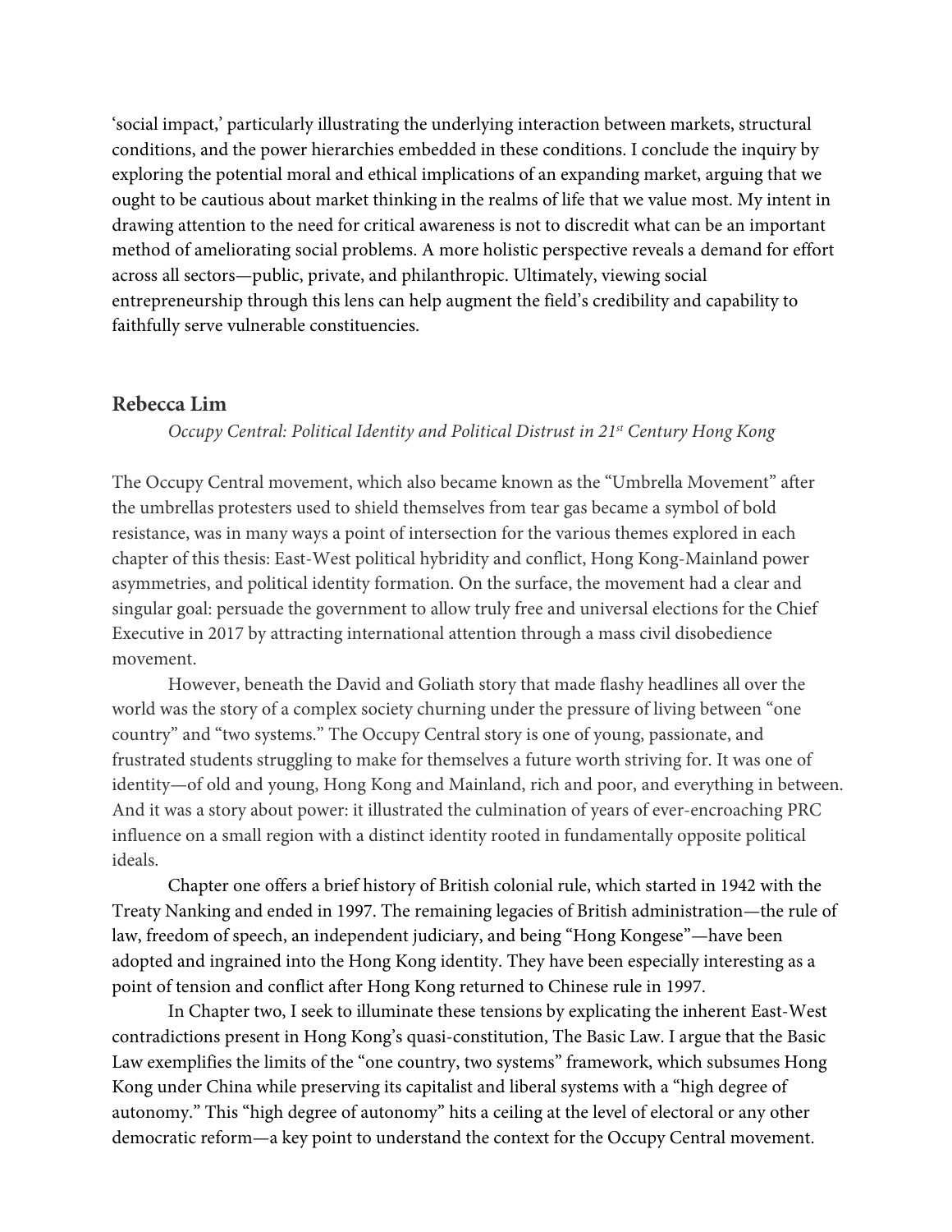'social impact,' particularly illustrating the underlying interaction between markets, structural conditions, and the power hierarchies embedded in these conditions. I conclude the inquiry by exploring the potential moral and ethical implications of an expanding market, arguing that we ought to be cautious about market thinking in the realms of life that we value most. My intent in drawing attention to the need for critical awareness is not to discredit what can be an important method of ameliorating social problems. A more holistic perspective reveals a demand for effort across all sectors—public, private, and philanthropic. Ultimately, viewing social entrepreneurship through this lens can help augment the field's credibility and capability to faithfully serve vulnerable constituencies.

### Rebecca Lim

*Occupy Central: Political Identity and Political Distrust in 21st Century Hong Kong*

The Occupy Central movement, which also became known as the "Umbrella Movement" after the umbrellas protesters used to shield themselves from tear gas became a symbol of bold resistance, was in many ways a point of intersection for the various themes explored in each chapter of this thesis: East-West political hybridity and conflict, Hong Kong-Mainland power asymmetries, and political identity formation. On the surface, the movement had a clear and singular goal: persuade the government to allow truly free and universal elections for the Chief Executive in 2017 by attracting international attention through a mass civil disobedience movement.

However, beneath the David and Goliath story that made flashy headlines all over the world was the story of a complex society churning under the pressure of living between "one country" and "two systems." The Occupy Central story is one of young, passionate, and frustrated students struggling to make for themselves a future worth striving for. It was one of identity—of old and young, Hong Kong and Mainland, rich and poor, and everything in between. And it was a story about power: it illustrated the culmination of years of ever-encroaching PRC influence on a small region with a distinct identity rooted in fundamentally opposite political ideals.

Chapter one offers a brief history of British colonial rule, which started in 1942 with the Treaty Nanking and ended in 1997. The remaining legacies of British administration—the rule of law, freedom of speech, an independent judiciary, and being "Hong Kongese"—have been adopted and ingrained into the Hong Kong identity. They have been especially interesting as a point of tension and conflict after Hong Kong returned to Chinese rule in 1997.

In Chapter two, I seek to illuminate these tensions by explicating the inherent East-West contradictions present in Hong Kong's quasi-constitution, The Basic Law. I argue that the Basic Law exemplifies the limits of the "one country, two systems" framework, which subsumes Hong Kong under China while preserving its capitalist and liberal systems with a "high degree of autonomy." This "high degree of autonomy" hits a ceiling at the level of electoral or any other democratic reform—a key point to understand the context for the Occupy Central movement.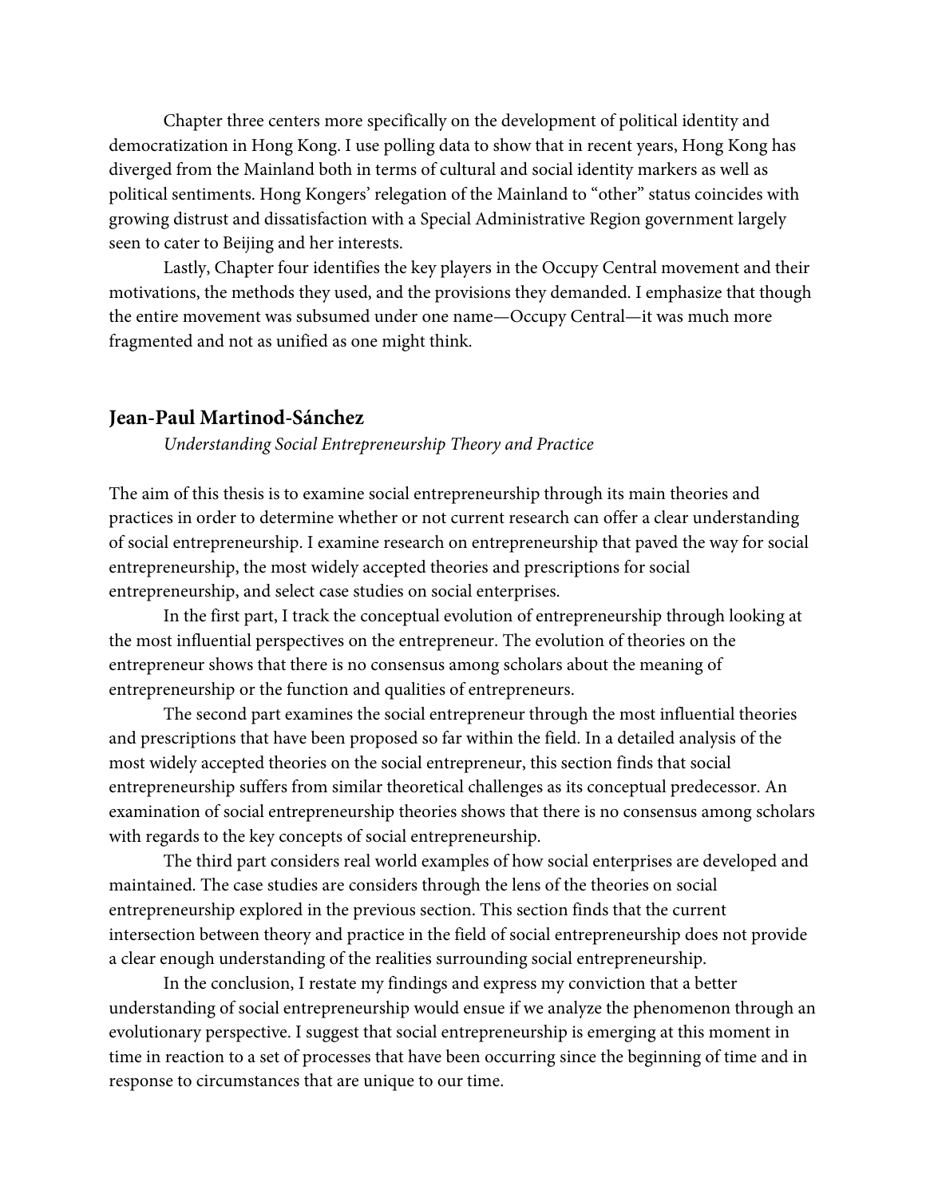Chapter three centers more specifically on the development of political identity and democratization in Hong Kong. I use polling data to show that in recent years, Hong Kong has diverged from the Mainland both in terms of cultural and social identity markers as well as political sentiments. Hong Kongers' relegation of the Mainland to "other" status coincides with growing distrust and dissatisfaction with a Special Administrative Region government largely seen to cater to Beijing and her interests.

Lastly, Chapter four identifies the key players in the Occupy Central movement and their motivations, the methods they used, and the provisions they demanded. I emphasize that though the entire movement was subsumed under one name—Occupy Central—it was much more fragmented and not as unified as one might think.

### Jean-Paul Martinod-Sánchez

*Understanding Social Entrepreneurship Theory and Practice*

The aim of this thesis is to examine social entrepreneurship through its main theories and practices in order to determine whether or not current research can offer a clear understanding of social entrepreneurship. I examine research on entrepreneurship that paved the way for social entrepreneurship, the most widely accepted theories and prescriptions for social entrepreneurship, and select case studies on social enterprises.

In the first part, I track the conceptual evolution of entrepreneurship through looking at the most influential perspectives on the entrepreneur. The evolution of theories on the entrepreneur shows that there is no consensus among scholars about the meaning of entrepreneurship or the function and qualities of entrepreneurs.

The second part examines the social entrepreneur through the most influential theories and prescriptions that have been proposed so far within the field. In a detailed analysis of the most widely accepted theories on the social entrepreneur, this section finds that social entrepreneurship suffers from similar theoretical challenges as its conceptual predecessor. An examination of social entrepreneurship theories shows that there is no consensus among scholars with regards to the key concepts of social entrepreneurship.

The third part considers real world examples of how social enterprises are developed and maintained. The case studies are considers through the lens of the theories on social entrepreneurship explored in the previous section. This section finds that the current intersection between theory and practice in the field of social entrepreneurship does not provide a clear enough understanding of the realities surrounding social entrepreneurship.

In the conclusion, I restate my findings and express my conviction that a better understanding of social entrepreneurship would ensue if we analyze the phenomenon through an evolutionary perspective. I suggest that social entrepreneurship is emerging at this moment in time in reaction to a set of processes that have been occurring since the beginning of time and in response to circumstances that are unique to our time.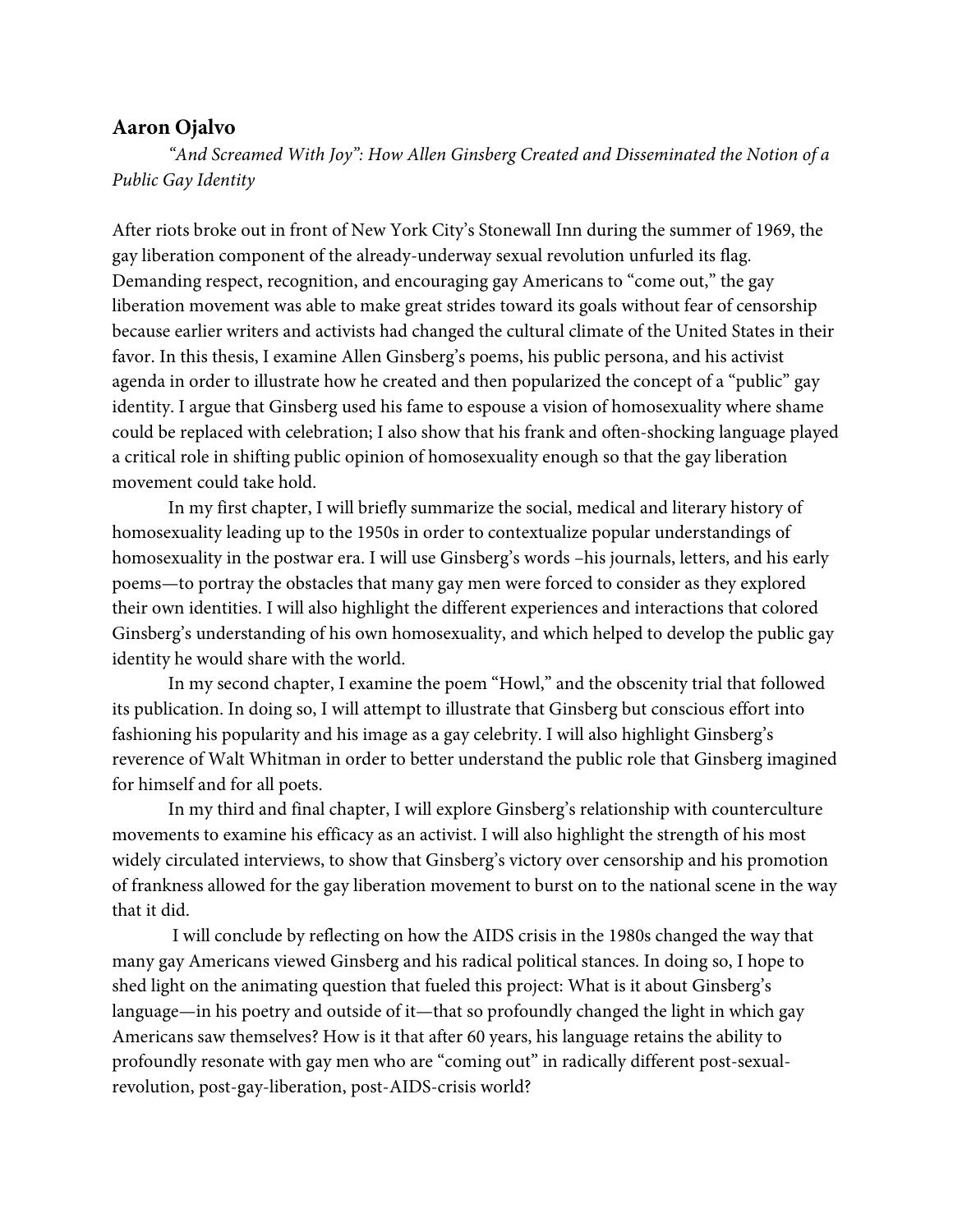## Aaron Ojalvo

*"And Screamed With Joy": How Allen Ginsberg Created and Disseminated the Notion of a Public Gay Identity*

After riots broke out in front of New York City's Stonewall Inn during the summer of 1969, the gay liberation component of the already-underway sexual revolution unfurled its flag. Demanding respect, recognition, and encouraging gay Americans to "come out," the gay liberation movement was able to make great strides toward its goals without fear of censorship because earlier writers and activists had changed the cultural climate of the United States in their favor. In this thesis, I examine Allen Ginsberg's poems, his public persona, and his activist agenda in order to illustrate how he created and then popularized the concept of a "public" gay identity. I argue that Ginsberg used his fame to espouse a vision of homosexuality where shame could be replaced with celebration; I also show that his frank and often-shocking language played a critical role in shifting public opinion of homosexuality enough so that the gay liberation movement could take hold.

In my first chapter, I will briefly summarize the social, medical and literary history of homosexuality leading up to the 1950s in order to contextualize popular understandings of homosexuality in the postwar era. I will use Ginsberg's words –his journals, letters, and his early poems—to portray the obstacles that many gay men were forced to consider as they explored their own identities. I will also highlight the different experiences and interactions that colored Ginsberg's understanding of his own homosexuality, and which helped to develop the public gay identity he would share with the world.

In my second chapter, I examine the poem "Howl," and the obscenity trial that followed its publication. In doing so, I will attempt to illustrate that Ginsberg but conscious effort into fashioning his popularity and his image as a gay celebrity. I will also highlight Ginsberg's reverence of Walt Whitman in order to better understand the public role that Ginsberg imagined for himself and for all poets.

In my third and final chapter, I will explore Ginsberg's relationship with counterculture movements to examine his efficacy as an activist. I will also highlight the strength of his most widely circulated interviews, to show that Ginsberg's victory over censorship and his promotion of frankness allowed for the gay liberation movement to burst on to the national scene in the way that it did.

I will conclude by reflecting on how the AIDS crisis in the 1980s changed the way that many gay Americans viewed Ginsberg and his radical political stances. In doing so, I hope to shed light on the animating question that fueled this project: What is it about Ginsberg's language—in his poetry and outside of it—that so profoundly changed the light in which gay Americans saw themselves? How is it that after 60 years, his language retains the ability to profoundly resonate with gay men who are "coming out" in radically different post-sexual-revolution, post-gay-liberation, post-AIDS-crisis world?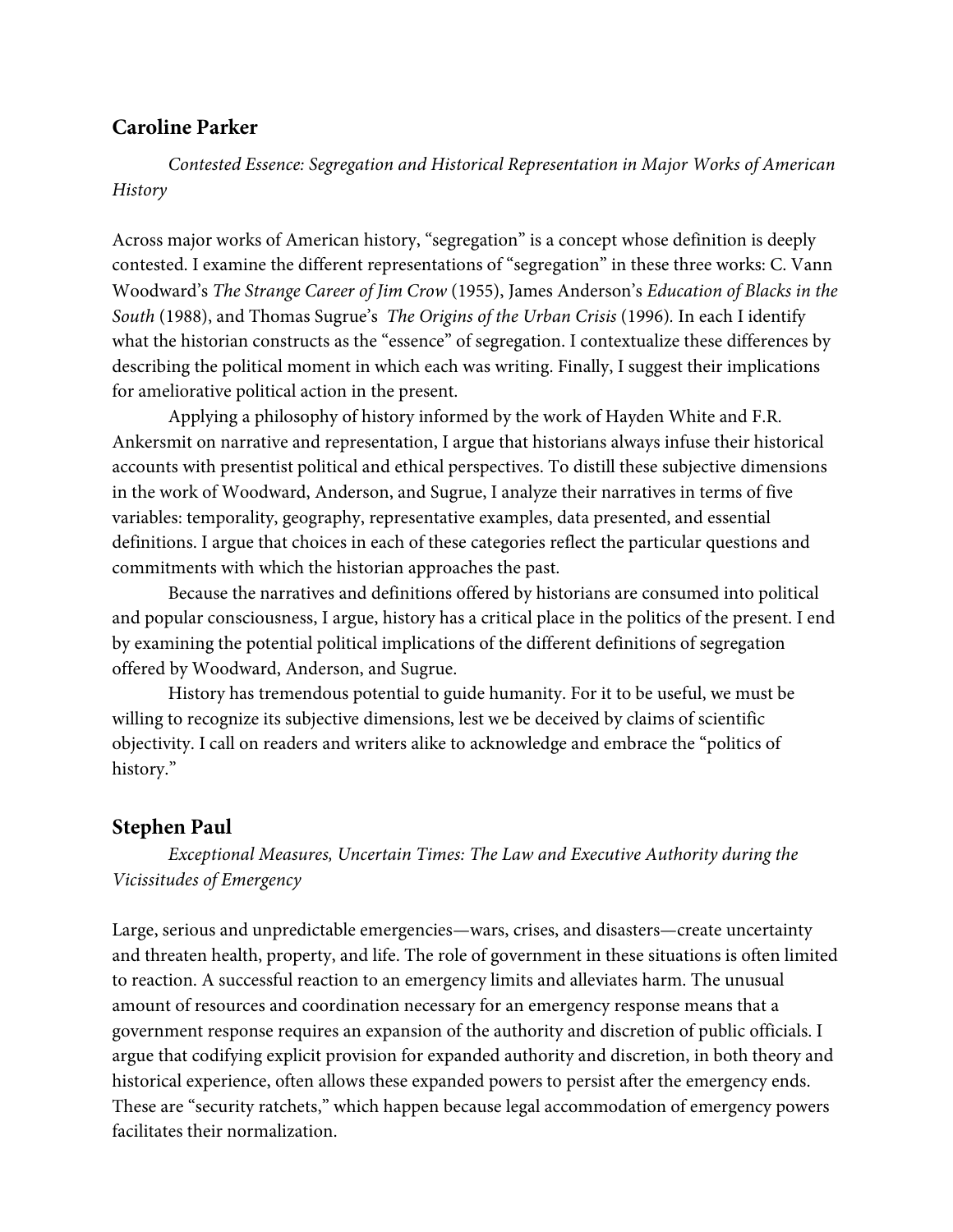## Caroline Parker

*Contested Essence: Segregation and Historical Representation in Major Works of American History*

Across major works of American history, "segregation" is a concept whose definition is deeply contested. I examine the different representations of "segregation" in these three works: C. Vann Woodward's *The Strange Career of Jim Crow* (1955), James Anderson's *Education of Blacks in the South* (1988), and Thomas Sugrue's *The Origins of the Urban Crisis* (1996). In each I identify what the historian constructs as the "essence" of segregation. I contextualize these differences by describing the political moment in which each was writing. Finally, I suggest their implications for ameliorative political action in the present.

Applying a philosophy of history informed by the work of Hayden White and F.R. Ankersmit on narrative and representation, I argue that historians always infuse their historical accounts with presentist political and ethical perspectives. To distill these subjective dimensions in the work of Woodward, Anderson, and Sugrue, I analyze their narratives in terms of five variables: temporality, geography, representative examples, data presented, and essential definitions. I argue that choices in each of these categories reflect the particular questions and commitments with which the historian approaches the past.

Because the narratives and definitions offered by historians are consumed into political and popular consciousness, I argue, history has a critical place in the politics of the present. I end by examining the potential political implications of the different definitions of segregation offered by Woodward, Anderson, and Sugrue.

History has tremendous potential to guide humanity. For it to be useful, we must be willing to recognize its subjective dimensions, lest we be deceived by claims of scientific objectivity. I call on readers and writers alike to acknowledge and embrace the "politics of history."

## Stephen Paul

*Exceptional Measures, Uncertain Times: The Law and Executive Authority during the Vicissitudes of Emergency*

Large, serious and unpredictable emergencies—wars, crises, and disasters—create uncertainty and threaten health, property, and life. The role of government in these situations is often limited to reaction. A successful reaction to an emergency limits and alleviates harm. The unusual amount of resources and coordination necessary for an emergency response means that a government response requires an expansion of the authority and discretion of public officials. I argue that codifying explicit provision for expanded authority and discretion, in both theory and historical experience, often allows these expanded powers to persist after the emergency ends. These are "security ratchets," which happen because legal accommodation of emergency powers facilitates their normalization.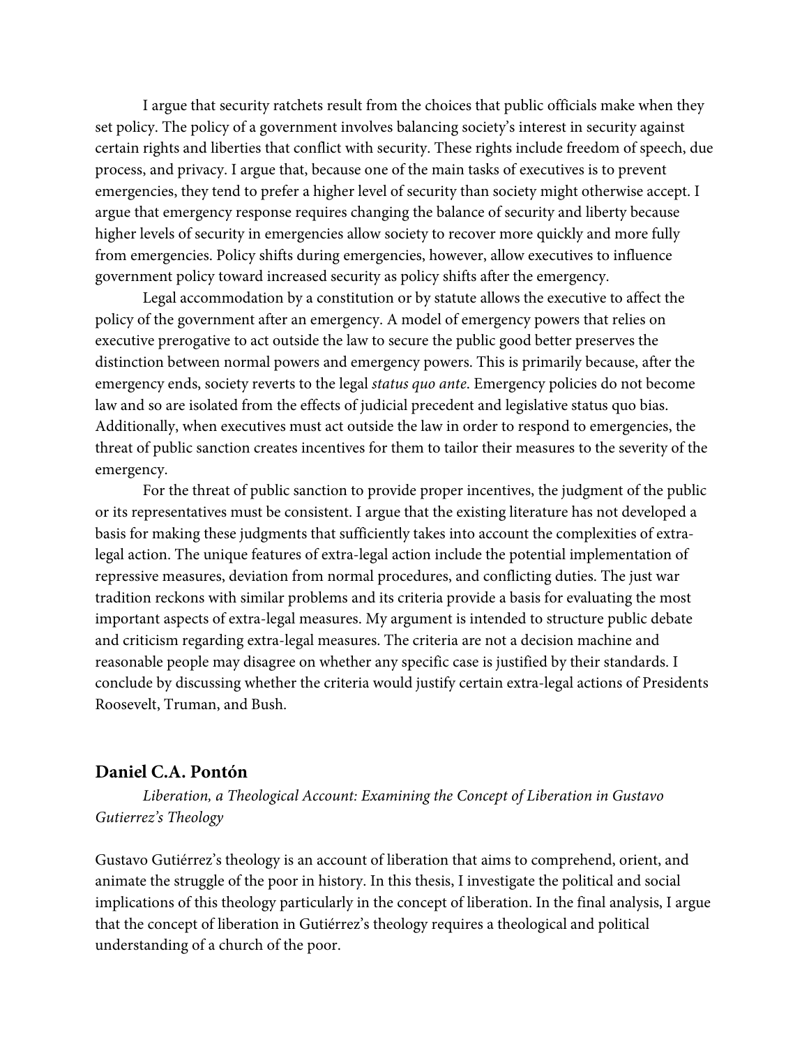I argue that security ratchets result from the choices that public officials make when they set policy. The policy of a government involves balancing society's interest in security against certain rights and liberties that conflict with security. These rights include freedom of speech, due process, and privacy. I argue that, because one of the main tasks of executives is to prevent emergencies, they tend to prefer a higher level of security than society might otherwise accept. I argue that emergency response requires changing the balance of security and liberty because higher levels of security in emergencies allow society to recover more quickly and more fully from emergencies. Policy shifts during emergencies, however, allow executives to influence government policy toward increased security as policy shifts after the emergency.

Legal accommodation by a constitution or by statute allows the executive to affect the policy of the government after an emergency. A model of emergency powers that relies on executive prerogative to act outside the law to secure the public good better preserves the distinction between normal powers and emergency powers. This is primarily because, after the emergency ends, society reverts to the legal *status quo ante*. Emergency policies do not become law and so are isolated from the effects of judicial precedent and legislative status quo bias. Additionally, when executives must act outside the law in order to respond to emergencies, the threat of public sanction creates incentives for them to tailor their measures to the severity of the emergency.

For the threat of public sanction to provide proper incentives, the judgment of the public or its representatives must be consistent. I argue that the existing literature has not developed a basis for making these judgments that sufficiently takes into account the complexities of extra-legal action. The unique features of extra-legal action include the potential implementation of repressive measures, deviation from normal procedures, and conflicting duties. The just war tradition reckons with similar problems and its criteria provide a basis for evaluating the most important aspects of extra-legal measures. My argument is intended to structure public debate and criticism regarding extra-legal measures. The criteria are not a decision machine and reasonable people may disagree on whether any specific case is justified by their standards. I conclude by discussing whether the criteria would justify certain extra-legal actions of Presidents Roosevelt, Truman, and Bush.

## Daniel C.A. Pontón

*Liberation, a Theological Account: Examining the Concept of Liberation in Gustavo Gutierrez's Theology*

Gustavo Gutiérrez's theology is an account of liberation that aims to comprehend, orient, and animate the struggle of the poor in history. In this thesis, I investigate the political and social implications of this theology particularly in the concept of liberation. In the final analysis, I argue that the concept of liberation in Gutiérrez's theology requires a theological and political understanding of a church of the poor.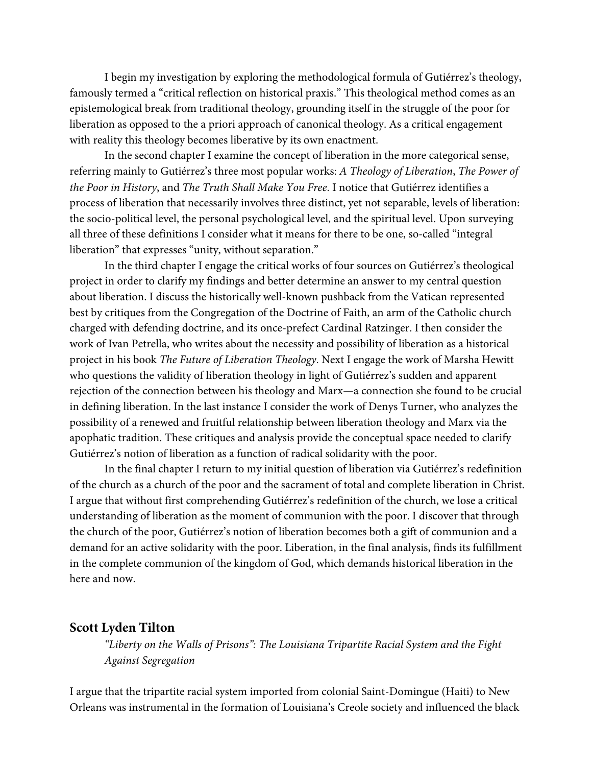I begin my investigation by exploring the methodological formula of Gutiérrez's theology, famously termed a "critical reflection on historical praxis." This theological method comes as an epistemological break from traditional theology, grounding itself in the struggle of the poor for liberation as opposed to the a priori approach of canonical theology. As a critical engagement with reality this theology becomes liberative by its own enactment.

In the second chapter I examine the concept of liberation in the more categorical sense, referring mainly to Gutiérrez's three most popular works: *A Theology of Liberation*, *The Power of the Poor in History*, and *The Truth Shall Make You Free*. I notice that Gutiérrez identifies a process of liberation that necessarily involves three distinct, yet not separable, levels of liberation: the socio-political level, the personal psychological level, and the spiritual level. Upon surveying all three of these definitions I consider what it means for there to be one, so-called "integral liberation" that expresses "unity, without separation."

In the third chapter I engage the critical works of four sources on Gutiérrez's theological project in order to clarify my findings and better determine an answer to my central question about liberation. I discuss the historically well-known pushback from the Vatican represented best by critiques from the Congregation of the Doctrine of Faith, an arm of the Catholic church charged with defending doctrine, and its once-prefect Cardinal Ratzinger. I then consider the work of Ivan Petrella, who writes about the necessity and possibility of liberation as a historical project in his book *The Future of Liberation Theology*. Next I engage the work of Marsha Hewitt who questions the validity of liberation theology in light of Gutiérrez's sudden and apparent rejection of the connection between his theology and Marx—a connection she found to be crucial in defining liberation. In the last instance I consider the work of Denys Turner, who analyzes the possibility of a renewed and fruitful relationship between liberation theology and Marx via the apophatic tradition. These critiques and analysis provide the conceptual space needed to clarify Gutiérrez's notion of liberation as a function of radical solidarity with the poor.

In the final chapter I return to my initial question of liberation via Gutiérrez's redefinition of the church as a church of the poor and the sacrament of total and complete liberation in Christ. I argue that without first comprehending Gutiérrez's redefinition of the church, we lose a critical understanding of liberation as the moment of communion with the poor. I discover that through the church of the poor, Gutiérrez's notion of liberation becomes both a gift of communion and a demand for an active solidarity with the poor. Liberation, in the final analysis, finds its fulfillment in the complete communion of the kingdom of God, which demands historical liberation in the here and now.

### Scott Lyden Tilton

*"Liberty on the Walls of Prisons": The Louisiana Tripartite Racial System and the Fight Against Segregation*

I argue that the tripartite racial system imported from colonial Saint-Domingue (Haiti) to New Orleans was instrumental in the formation of Louisiana's Creole society and influenced the black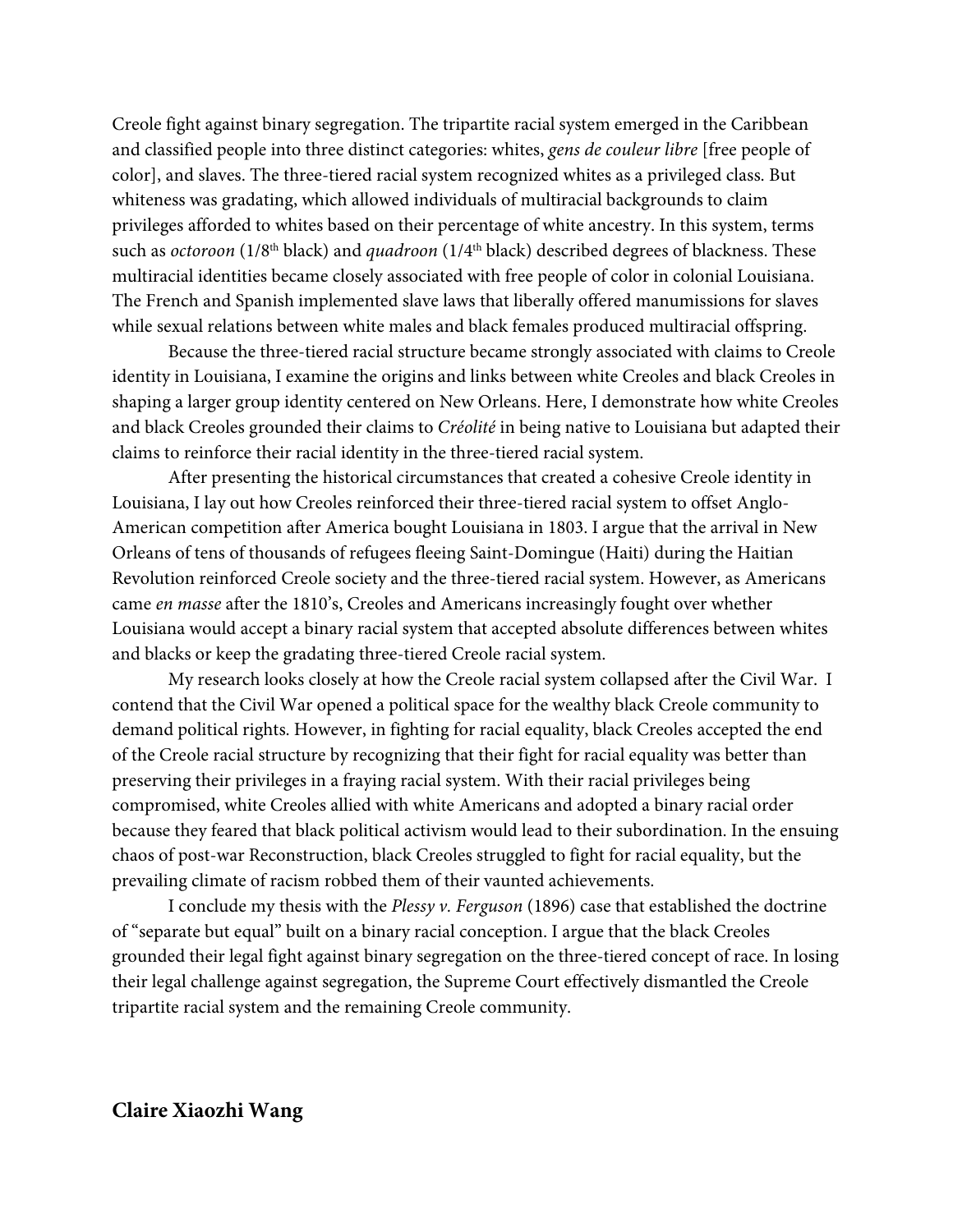Creole fight against binary segregation. The tripartite racial system emerged in the Caribbean and classified people into three distinct categories: whites, *gens de couleur libre* [free people of color], and slaves. The three-tiered racial system recognized whites as a privileged class. But whiteness was gradating, which allowed individuals of multiracial backgrounds to claim privileges afforded to whites based on their percentage of white ancestry. In this system, terms such as *octoroon* (1/8th black) and *quadroon* (1/4th black) described degrees of blackness. These multiracial identities became closely associated with free people of color in colonial Louisiana. The French and Spanish implemented slave laws that liberally offered manumissions for slaves while sexual relations between white males and black females produced multiracial offspring.

Because the three-tiered racial structure became strongly associated with claims to Creole identity in Louisiana, I examine the origins and links between white Creoles and black Creoles in shaping a larger group identity centered on New Orleans. Here, I demonstrate how white Creoles and black Creoles grounded their claims to *Créolité* in being native to Louisiana but adapted their claims to reinforce their racial identity in the three-tiered racial system.

After presenting the historical circumstances that created a cohesive Creole identity in Louisiana, I lay out how Creoles reinforced their three-tiered racial system to offset Anglo-American competition after America bought Louisiana in 1803. I argue that the arrival in New Orleans of tens of thousands of refugees fleeing Saint-Domingue (Haiti) during the Haitian Revolution reinforced Creole society and the three-tiered racial system. However, as Americans came *en masse* after the 1810's, Creoles and Americans increasingly fought over whether Louisiana would accept a binary racial system that accepted absolute differences between whites and blacks or keep the gradating three-tiered Creole racial system.

My research looks closely at how the Creole racial system collapsed after the Civil War. I contend that the Civil War opened a political space for the wealthy black Creole community to demand political rights. However, in fighting for racial equality, black Creoles accepted the end of the Creole racial structure by recognizing that their fight for racial equality was better than preserving their privileges in a fraying racial system. With their racial privileges being compromised, white Creoles allied with white Americans and adopted a binary racial order because they feared that black political activism would lead to their subordination. In the ensuing chaos of post-war Reconstruction, black Creoles struggled to fight for racial equality, but the prevailing climate of racism robbed them of their vaunted achievements.

I conclude my thesis with the *Plessy v. Ferguson* (1896) case that established the doctrine of "separate but equal" built on a binary racial conception. I argue that the black Creoles grounded their legal fight against binary segregation on the three-tiered concept of race. In losing their legal challenge against segregation, the Supreme Court effectively dismantled the Creole tripartite racial system and the remaining Creole community.

**Claire Xiaozhi Wang**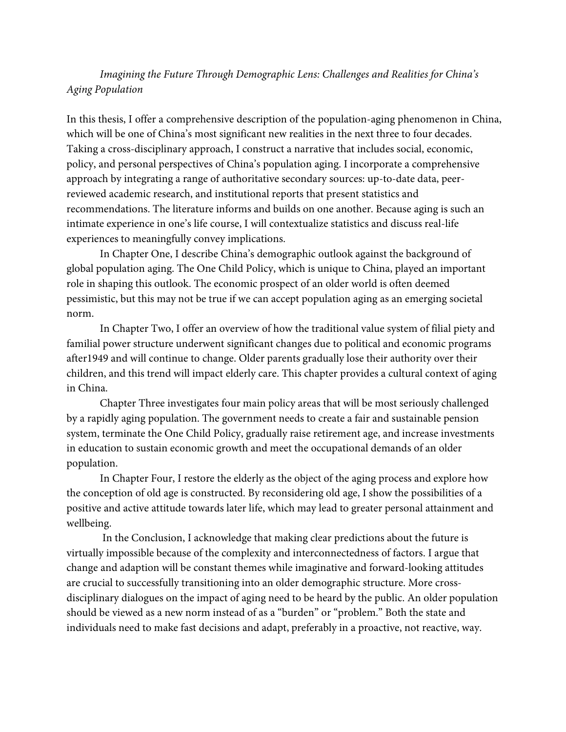*Imagining the Future Through Demographic Lens: Challenges and Realities for China's Aging Population*

In this thesis, I offer a comprehensive description of the population-aging phenomenon in China, which will be one of China's most significant new realities in the next three to four decades. Taking a cross-disciplinary approach, I construct a narrative that includes social, economic, policy, and personal perspectives of China's population aging. I incorporate a comprehensive approach by integrating a range of authoritative secondary sources: up-to-date data, peer-reviewed academic research, and institutional reports that present statistics and recommendations. The literature informs and builds on one another. Because aging is such an intimate experience in one's life course, I will contextualize statistics and discuss real-life experiences to meaningfully convey implications.

In Chapter One, I describe China's demographic outlook against the background of global population aging. The One Child Policy, which is unique to China, played an important role in shaping this outlook. The economic prospect of an older world is often deemed pessimistic, but this may not be true if we can accept population aging as an emerging societal norm.

In Chapter Two, I offer an overview of how the traditional value system of filial piety and familial power structure underwent significant changes due to political and economic programs after1949 and will continue to change. Older parents gradually lose their authority over their children, and this trend will impact elderly care. This chapter provides a cultural context of aging in China.

Chapter Three investigates four main policy areas that will be most seriously challenged by a rapidly aging population. The government needs to create a fair and sustainable pension system, terminate the One Child Policy, gradually raise retirement age, and increase investments in education to sustain economic growth and meet the occupational demands of an older population.

In Chapter Four, I restore the elderly as the object of the aging process and explore how the conception of old age is constructed. By reconsidering old age, I show the possibilities of a positive and active attitude towards later life, which may lead to greater personal attainment and wellbeing.

In the Conclusion, I acknowledge that making clear predictions about the future is virtually impossible because of the complexity and interconnectedness of factors. I argue that change and adaption will be constant themes while imaginative and forward-looking attitudes are crucial to successfully transitioning into an older demographic structure. More cross-disciplinary dialogues on the impact of aging need to be heard by the public. An older population should be viewed as a new norm instead of as a "burden" or "problem." Both the state and individuals need to make fast decisions and adapt, preferably in a proactive, not reactive, way.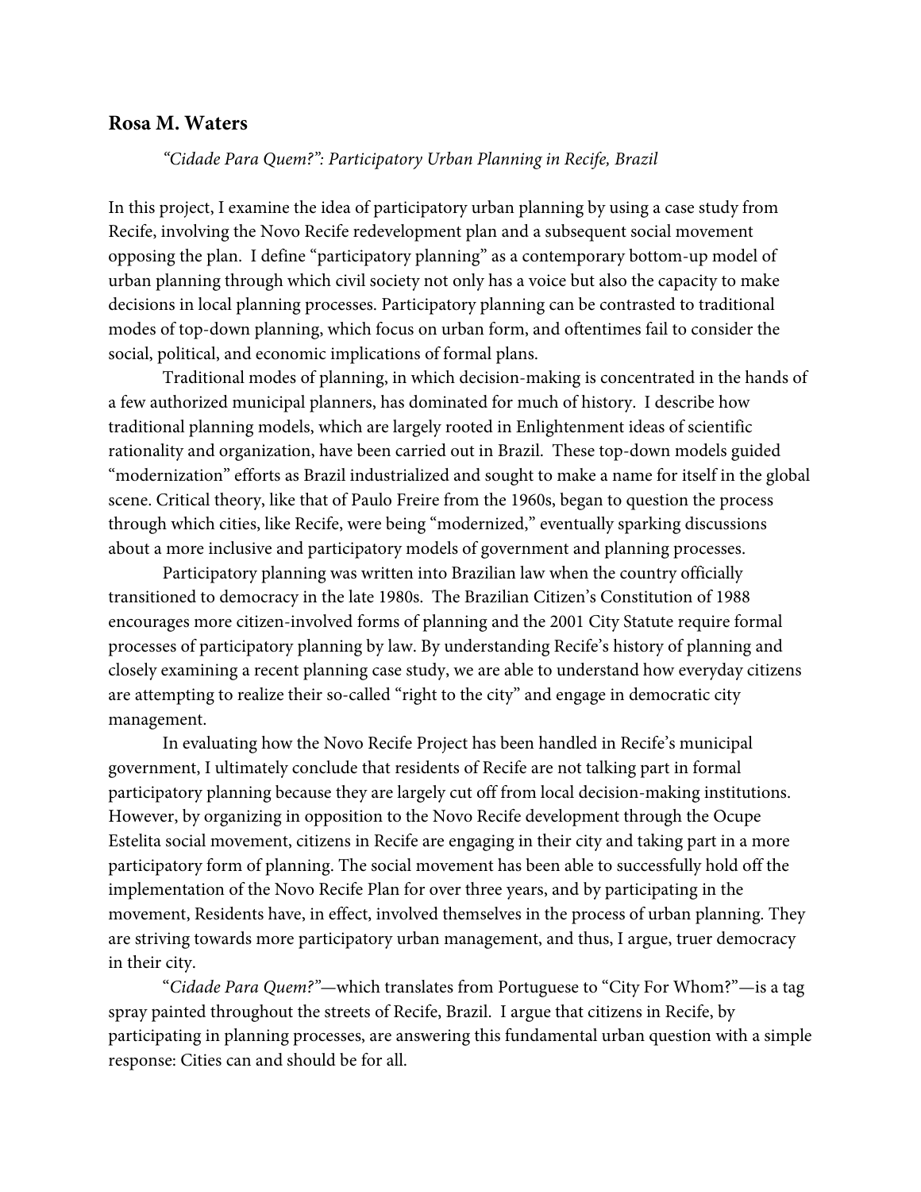### Rosa M. Waters

*"Cidade Para Quem?": Participatory Urban Planning in Recife, Brazil*

In this project, I examine the idea of participatory urban planning by using a case study from Recife, involving the Novo Recife redevelopment plan and a subsequent social movement opposing the plan. I define "participatory planning" as a contemporary bottom-up model of urban planning through which civil society not only has a voice but also the capacity to make decisions in local planning processes. Participatory planning can be contrasted to traditional modes of top-down planning, which focus on urban form, and oftentimes fail to consider the social, political, and economic implications of formal plans.

Traditional modes of planning, in which decision-making is concentrated in the hands of a few authorized municipal planners, has dominated for much of history. I describe how traditional planning models, which are largely rooted in Enlightenment ideas of scientific rationality and organization, have been carried out in Brazil. These top-down models guided "modernization" efforts as Brazil industrialized and sought to make a name for itself in the global scene. Critical theory, like that of Paulo Freire from the 1960s, began to question the process through which cities, like Recife, were being "modernized," eventually sparking discussions about a more inclusive and participatory models of government and planning processes.

Participatory planning was written into Brazilian law when the country officially transitioned to democracy in the late 1980s. The Brazilian Citizen's Constitution of 1988 encourages more citizen-involved forms of planning and the 2001 City Statute require formal processes of participatory planning by law. By understanding Recife's history of planning and closely examining a recent planning case study, we are able to understand how everyday citizens are attempting to realize their so-called "right to the city" and engage in democratic city management.

In evaluating how the Novo Recife Project has been handled in Recife's municipal government, I ultimately conclude that residents of Recife are not talking part in formal participatory planning because they are largely cut off from local decision-making institutions. However, by organizing in opposition to the Novo Recife development through the Ocupe Estelita social movement, citizens in Recife are engaging in their city and taking part in a more participatory form of planning. The social movement has been able to successfully hold off the implementation of the Novo Recife Plan for over three years, and by participating in the movement, Residents have, in effect, involved themselves in the process of urban planning. They are striving towards more participatory urban management, and thus, I argue, truer democracy in their city.

"*Cidade Para Quem?*"—which translates from Portuguese to "City For Whom?"—is a tag spray painted throughout the streets of Recife, Brazil. I argue that citizens in Recife, by participating in planning processes, are answering this fundamental urban question with a simple response: Cities can and should be for all.